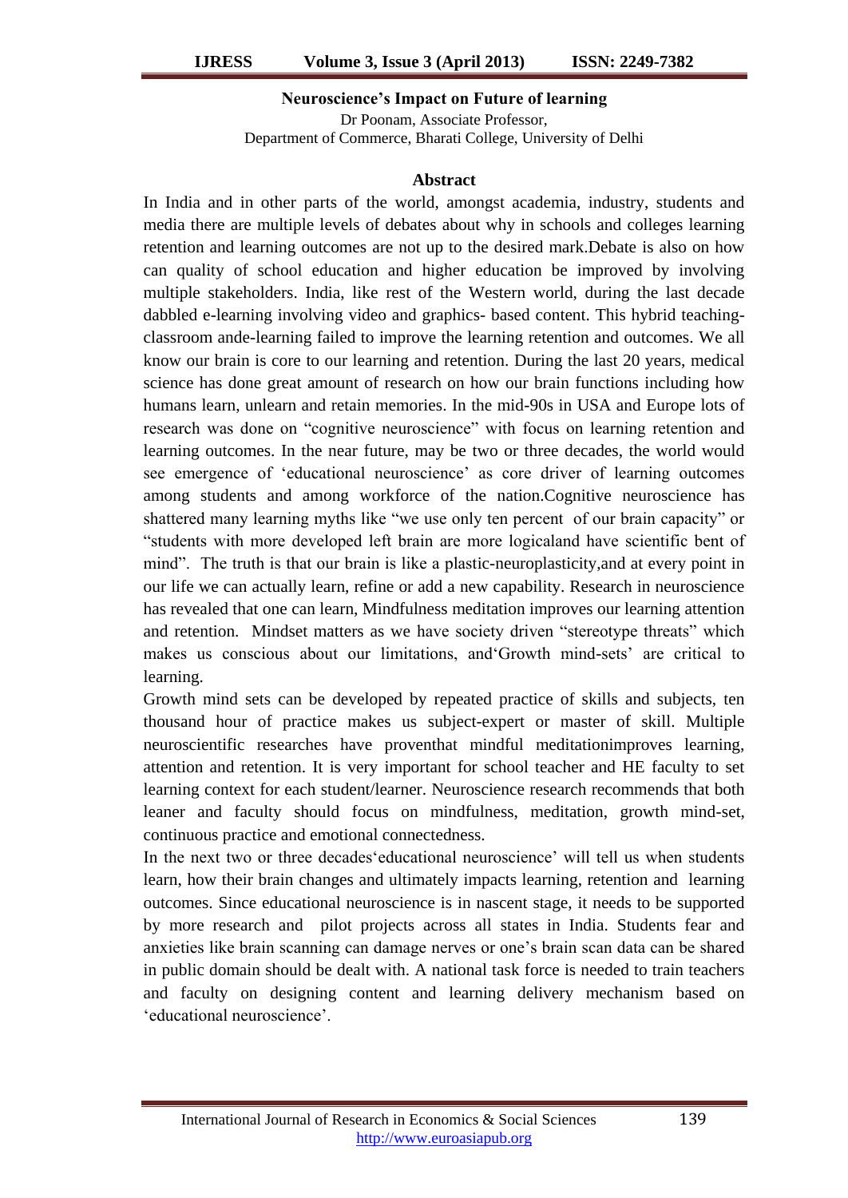# Neuroscience's Impact on Future of learning

Dr Poonam, Associate Professor,
Department of Commerce, Bharati College, University of Delhi

## Abstract

In India and in other parts of the world, amongst academia, industry, students and media there are multiple levels of debates about why in schools and colleges learning retention and learning outcomes are not up to the desired mark.Debate is also on how can quality of school education and higher education be improved by involving multiple stakeholders. India, like rest of the Western world, during the last decade dabbled e-learning involving video and graphics- based content. This hybrid teaching-classroom ande-learning failed to improve the learning retention and outcomes. We all know our brain is core to our learning and retention. During the last 20 years, medical science has done great amount of research on how our brain functions including how humans learn, unlearn and retain memories. In the mid-90s in USA and Europe lots of research was done on "cognitive neuroscience" with focus on learning retention and learning outcomes. In the near future, may be two or three decades, the world would see emergence of 'educational neuroscience' as core driver of learning outcomes among students and among workforce of the nation.Cognitive neuroscience has shattered many learning myths like "we use only ten percent of our brain capacity" or "students with more developed left brain are more logicaland have scientific bent of mind". The truth is that our brain is like a plastic-neuroplasticity,and at every point in our life we can actually learn, refine or add a new capability. Research in neuroscience has revealed that one can learn, Mindfulness meditation improves our learning attention and retention. Mindset matters as we have society driven "stereotype threats" which makes us conscious about our limitations, and'Growth mind-sets' are critical to learning.

Growth mind sets can be developed by repeated practice of skills and subjects, ten thousand hour of practice makes us subject-expert or master of skill. Multiple neuroscientific researches have proventhat mindful meditationimproves learning, attention and retention. It is very important for school teacher and HE faculty to set learning context for each student/learner. Neuroscience research recommends that both leaner and faculty should focus on mindfulness, meditation, growth mind-set, continuous practice and emotional connectedness.

In the next two or three decades'educational neuroscience' will tell us when students learn, how their brain changes and ultimately impacts learning, retention and learning outcomes. Since educational neuroscience is in nascent stage, it needs to be supported by more research and pilot projects across all states in India. Students fear and anxieties like brain scanning can damage nerves or one's brain scan data can be shared in public domain should be dealt with. A national task force is needed to train teachers and faculty on designing content and learning delivery mechanism based on 'educational neuroscience'.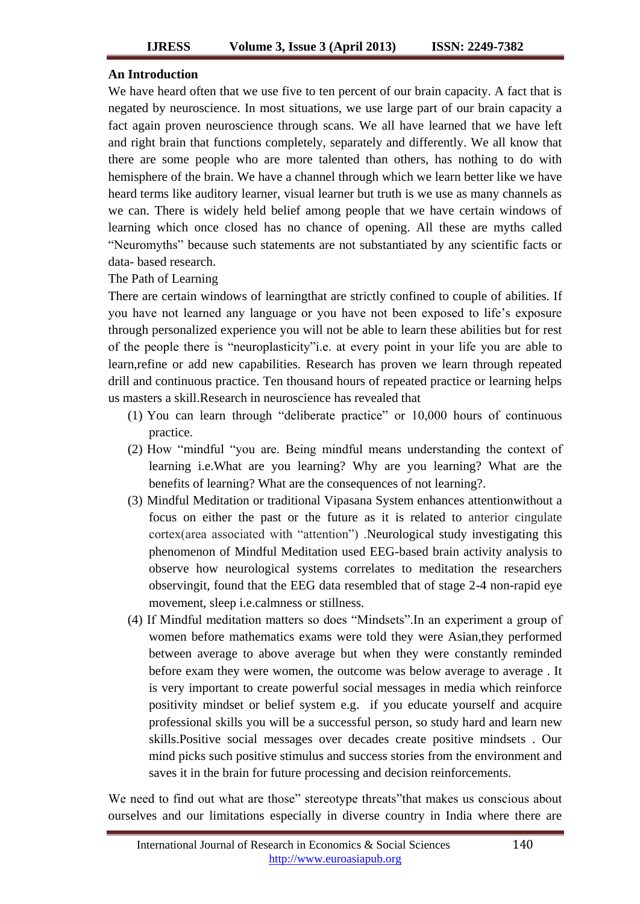**An Introduction**

We have heard often that we use five to ten percent of our brain capacity. A fact that is negated by neuroscience. In most situations, we use large part of our brain capacity a fact again proven neuroscience through scans. We all have learned that we have left and right brain that functions completely, separately and differently. We all know that there are some people who are more talented than others, has nothing to do with hemisphere of the brain. We have a channel through which we learn better like we have heard terms like auditory learner, visual learner but truth is we use as many channels as we can. There is widely held belief among people that we have certain windows of learning which once closed has no chance of opening. All these are myths called "Neuromyths" because such statements are not substantiated by any scientific facts or data- based research.

The Path of Learning

There are certain windows of learningthat are strictly confined to couple of abilities. If you have not learned any language or you have not been exposed to life's exposure through personalized experience you will not be able to learn these abilities but for rest of the people there is "neuroplasticity"i.e. at every point in your life you are able to learn,refine or add new capabilities. Research has proven we learn through repeated drill and continuous practice. Ten thousand hours of repeated practice or learning helps us masters a skill.Research in neuroscience has revealed that

(1) You can learn through "deliberate practice" or 10,000 hours of continuous practice.

(2) How "mindful "you are. Being mindful means understanding the context of learning i.e.What are you learning? Why are you learning? What are the benefits of learning? What are the consequences of not learning?.

(3) Mindful Meditation or traditional Vipasana System enhances attentionwithout a focus on either the past or the future as it is related to anterior cingulate cortex(area associated with "attention") .Neurological study investigating this phenomenon of Mindful Meditation used EEG-based brain activity analysis to observe how neurological systems correlates to meditation the researchers observingit, found that the EEG data resembled that of stage 2-4 non-rapid eye movement, sleep i.e.calmness or stillness.

(4) If Mindful meditation matters so does "Mindsets".In an experiment a group of women before mathematics exams were told they were Asian,they performed between average to above average but when they were constantly reminded before exam they were women, the outcome was below average to average . It is very important to create powerful social messages in media which reinforce positivity mindset or belief system e.g. if you educate yourself and acquire professional skills you will be a successful person, so study hard and learn new skills.Positive social messages over decades create positive mindsets . Our mind picks such positive stimulus and success stories from the environment and saves it in the brain for future processing and decision reinforcements.

We need to find out what are those" stereotype threats"that makes us conscious about ourselves and our limitations especially in diverse country in India where there are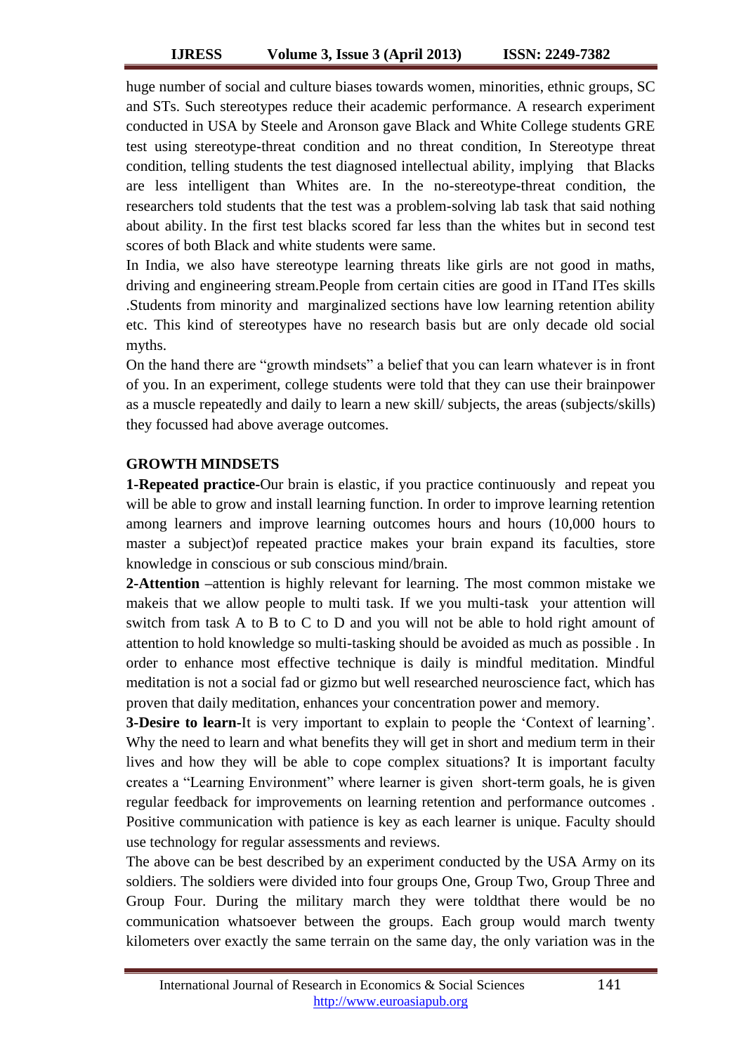huge number of social and culture biases towards women, minorities, ethnic groups, SC and STs. Such stereotypes reduce their academic performance. A research experiment conducted in USA by Steele and Aronson gave Black and White College students GRE test using stereotype-threat condition and no threat condition, In Stereotype threat condition, telling students the test diagnosed intellectual ability, implying that Blacks are less intelligent than Whites are. In the no-stereotype-threat condition, the researchers told students that the test was a problem-solving lab task that said nothing about ability. In the first test blacks scored far less than the whites but in second test scores of both Black and white students were same.

In India, we also have stereotype learning threats like girls are not good in maths, driving and engineering stream.People from certain cities are good in ITand ITes skills .Students from minority and marginalized sections have low learning retention ability etc. This kind of stereotypes have no research basis but are only decade old social myths.

On the hand there are “growth mindsets” a belief that you can learn whatever is in front of you. In an experiment, college students were told that they can use their brainpower as a muscle repeatedly and daily to learn a new skill/ subjects, the areas (subjects/skills) they focussed had above average outcomes.

## GROWTH MINDSETS

**1-Repeated practice-**Our brain is elastic, if you practice continuously and repeat you will be able to grow and install learning function. In order to improve learning retention among learners and improve learning outcomes hours and hours (10,000 hours to master a subject)of repeated practice makes your brain expand its faculties, store knowledge in conscious or sub conscious mind/brain.

**2-Attention –**attention is highly relevant for learning. The most common mistake we makeis that we allow people to multi task. If we you multi-task your attention will switch from task A to B to C to D and you will not be able to hold right amount of attention to hold knowledge so multi-tasking should be avoided as much as possible . In order to enhance most effective technique is daily is mindful meditation. Mindful meditation is not a social fad or gizmo but well researched neuroscience fact, which has proven that daily meditation, enhances your concentration power and memory.

**3-Desire to learn-**It is very important to explain to people the ‘Context of learning’. Why the need to learn and what benefits they will get in short and medium term in their lives and how they will be able to cope complex situations? It is important faculty creates a “Learning Environment” where learner is given short-term goals, he is given regular feedback for improvements on learning retention and performance outcomes . Positive communication with patience is key as each learner is unique. Faculty should use technology for regular assessments and reviews.

The above can be best described by an experiment conducted by the USA Army on its soldiers. The soldiers were divided into four groups One, Group Two, Group Three and Group Four. During the military march they were toldthat there would be no communication whatsoever between the groups. Each group would march twenty kilometers over exactly the same terrain on the same day, the only variation was in the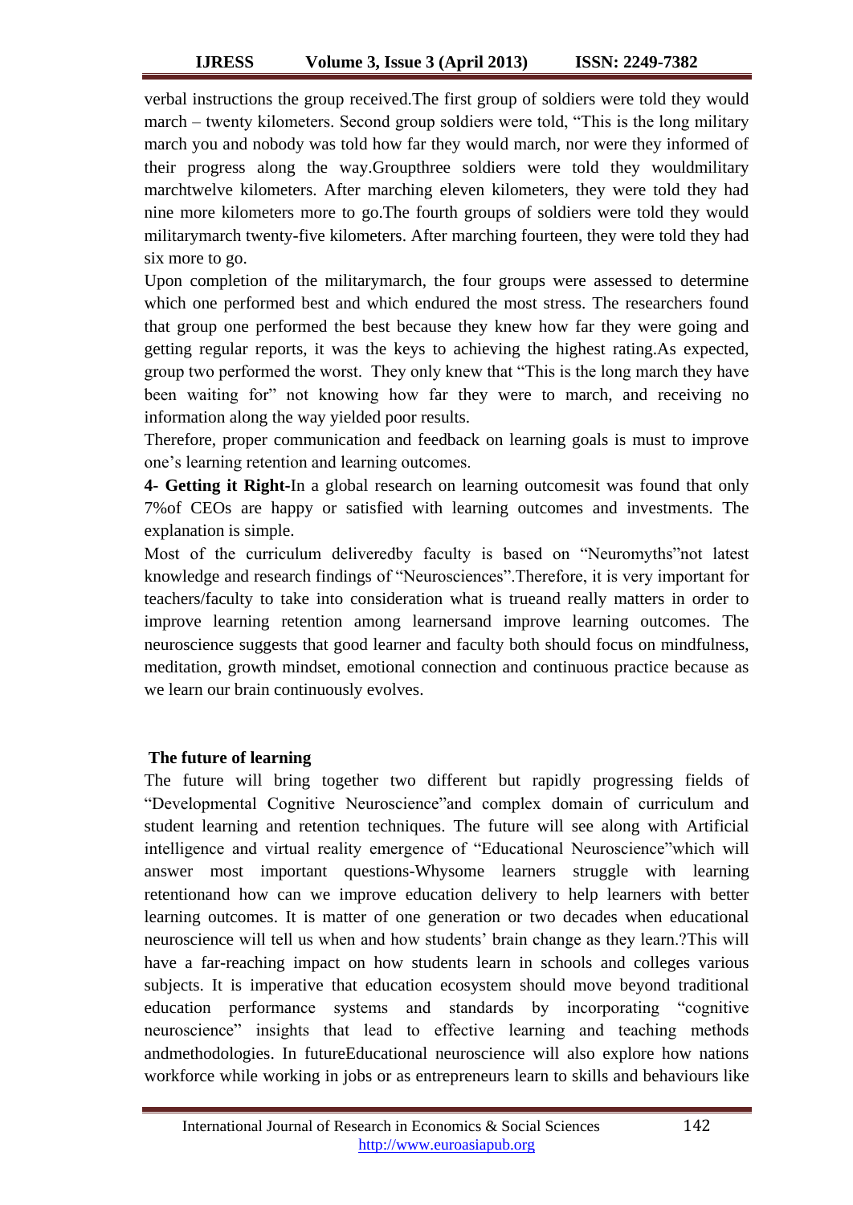verbal instructions the group received.The first group of soldiers were told they would march – twenty kilometers. Second group soldiers were told, "This is the long military march you and nobody was told how far they would march, nor were they informed of their progress along the way.Groupthree soldiers were told they wouldmilitary marchtwelve kilometers. After marching eleven kilometers, they were told they had nine more kilometers more to go.The fourth groups of soldiers were told they would militarymarch twenty-five kilometers. After marching fourteen, they were told they had six more to go.

Upon completion of the militarymarch, the four groups were assessed to determine which one performed best and which endured the most stress. The researchers found that group one performed the best because they knew how far they were going and getting regular reports, it was the keys to achieving the highest rating.As expected, group two performed the worst. They only knew that "This is the long march they have been waiting for" not knowing how far they were to march, and receiving no information along the way yielded poor results.

Therefore, proper communication and feedback on learning goals is must to improve one's learning retention and learning outcomes.

**4- Getting it Right-**In a global research on learning outcomesit was found that only 7%of CEOs are happy or satisfied with learning outcomes and investments. The explanation is simple.

Most of the curriculum deliveredby faculty is based on "Neuromyths"not latest knowledge and research findings of "Neurosciences".Therefore, it is very important for teachers/faculty to take into consideration what is trueand really matters in order to improve learning retention among learnersand improve learning outcomes. The neuroscience suggests that good learner and faculty both should focus on mindfulness, meditation, growth mindset, emotional connection and continuous practice because as we learn our brain continuously evolves.

**The future of learning**

The future will bring together two different but rapidly progressing fields of "Developmental Cognitive Neuroscience"and complex domain of curriculum and student learning and retention techniques. The future will see along with Artificial intelligence and virtual reality emergence of "Educational Neuroscience"which will answer most important questions-Whysome learners struggle with learning retentionand how can we improve education delivery to help learners with better learning outcomes. It is matter of one generation or two decades when educational neuroscience will tell us when and how students' brain change as they learn.?This will have a far-reaching impact on how students learn in schools and colleges various subjects. It is imperative that education ecosystem should move beyond traditional education performance systems and standards by incorporating "cognitive neuroscience" insights that lead to effective learning and teaching methods andmethodologies. In futureEducational neuroscience will also explore how nations workforce while working in jobs or as entrepreneurs learn to skills and behaviours like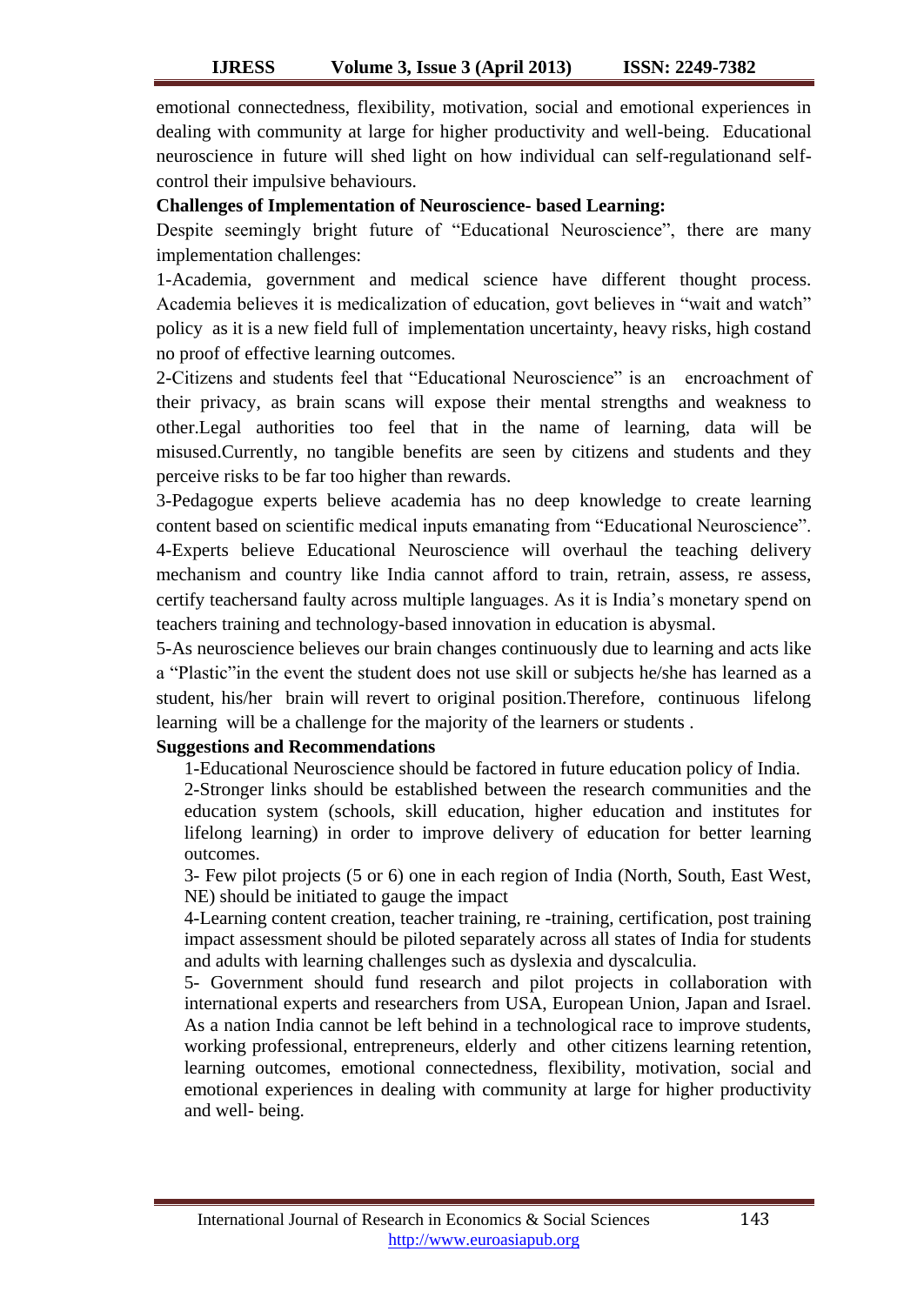emotional connectedness, flexibility, motivation, social and emotional experiences in dealing with community at large for higher productivity and well-being. Educational neuroscience in future will shed light on how individual can self-regulationand self-control their impulsive behaviours.

**Challenges of Implementation of Neuroscience- based Learning:**

Despite seemingly bright future of "Educational Neuroscience", there are many implementation challenges:

1-Academia, government and medical science have different thought process. Academia believes it is medicalization of education, govt believes in "wait and watch" policy as it is a new field full of implementation uncertainty, heavy risks, high costand no proof of effective learning outcomes.

2-Citizens and students feel that "Educational Neuroscience" is an encroachment of their privacy, as brain scans will expose their mental strengths and weakness to other.Legal authorities too feel that in the name of learning, data will be misused.Currently, no tangible benefits are seen by citizens and students and they perceive risks to be far too higher than rewards.

3-Pedagogue experts believe academia has no deep knowledge to create learning content based on scientific medical inputs emanating from "Educational Neuroscience".

4-Experts believe Educational Neuroscience will overhaul the teaching delivery mechanism and country like India cannot afford to train, retrain, assess, re assess, certify teachersand faulty across multiple languages. As it is India's monetary spend on teachers training and technology-based innovation in education is abysmal.

5-As neuroscience believes our brain changes continuously due to learning and acts like a "Plastic"in the event the student does not use skill or subjects he/she has learned as a student, his/her brain will revert to original position.Therefore, continuous lifelong learning will be a challenge for the majority of the learners or students .

**Suggestions and Recommendations**

1-Educational Neuroscience should be factored in future education policy of India.

2-Stronger links should be established between the research communities and the education system (schools, skill education, higher education and institutes for lifelong learning) in order to improve delivery of education for better learning outcomes.

3- Few pilot projects (5 or 6) one in each region of India (North, South, East West, NE) should be initiated to gauge the impact

4-Learning content creation, teacher training, re -training, certification, post training impact assessment should be piloted separately across all states of India for students and adults with learning challenges such as dyslexia and dyscalculia.

5- Government should fund research and pilot projects in collaboration with international experts and researchers from USA, European Union, Japan and Israel. As a nation India cannot be left behind in a technological race to improve students, working professional, entrepreneurs, elderly and other citizens learning retention, learning outcomes, emotional connectedness, flexibility, motivation, social and emotional experiences in dealing with community at large for higher productivity and well- being.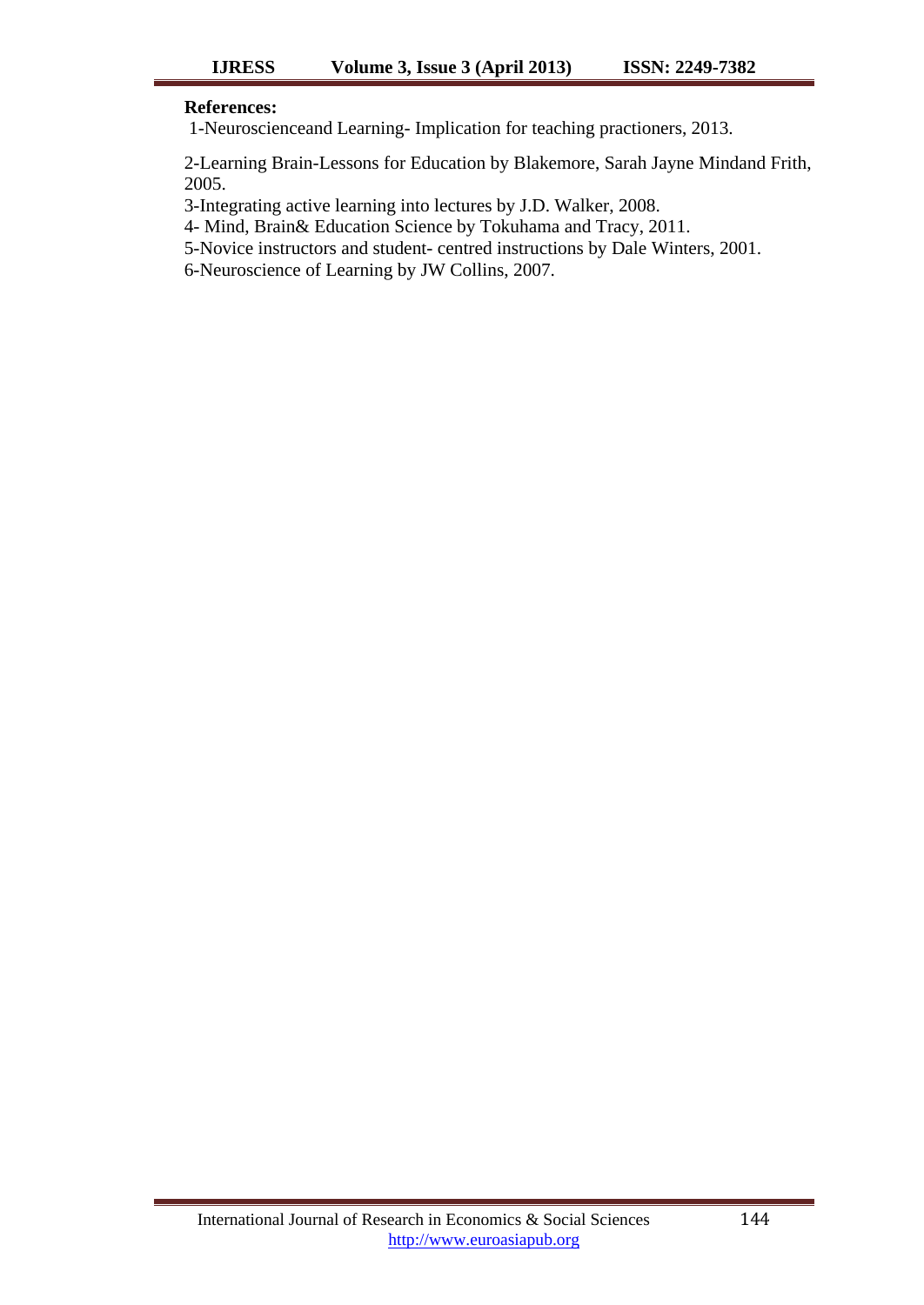**References:**

1-Neuroscienceand Learning- Implication for teaching practioners, 2013.

2-Learning Brain-Lessons for Education by Blakemore, Sarah Jayne Mindand Frith, 2005.

3-Integrating active learning into lectures by J.D. Walker, 2008.

4- Mind, Brain& Education Science by Tokuhama and Tracy, 2011.

5-Novice instructors and student- centred instructions by Dale Winters, 2001.

6-Neuroscience of Learning by JW Collins, 2007.